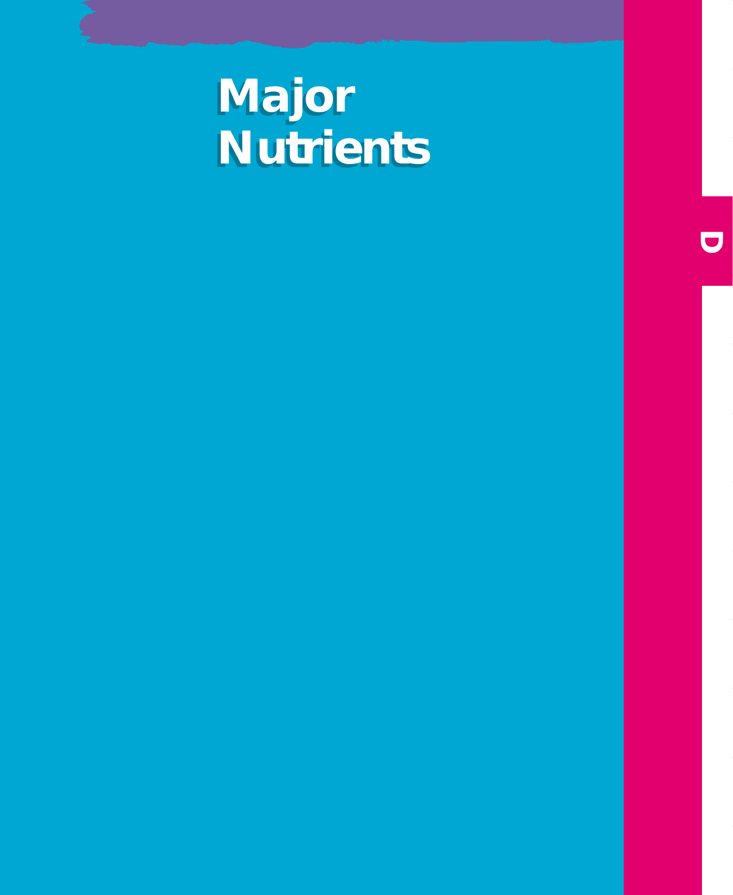# Major Nutrients

D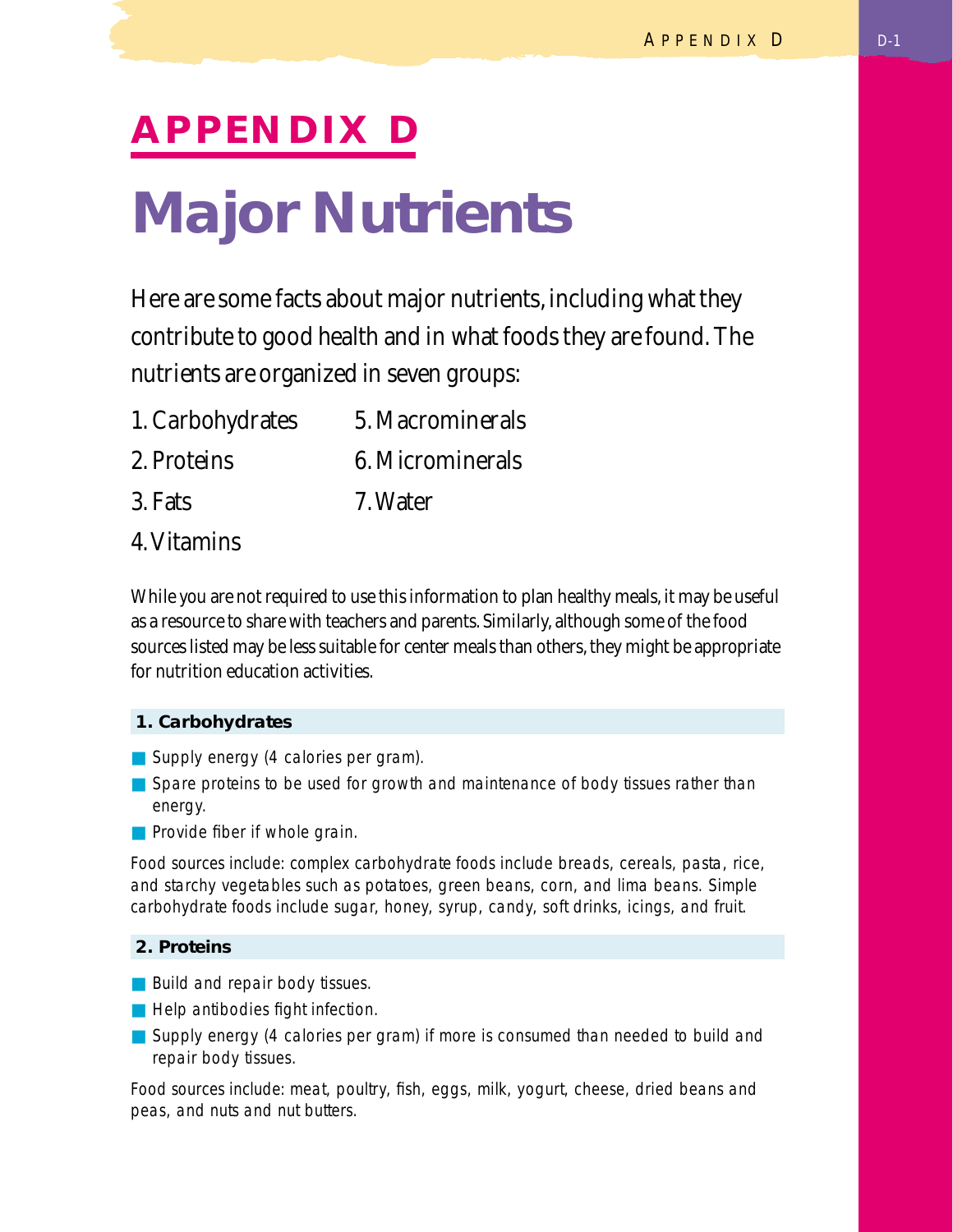# APPENDIX D

# Major Nutrients

Here are some facts about major nutrients, including what they contribute to good health and in what foods they are found. The nutrients are organized in seven groups:

1. Carbohydrates
2. Proteins
3. Fats
4. Vitamins
5. Macrominerals
6. Microminerals
7. Water

While you are not required to use this information to plan healthy meals, it may be useful as a resource to share with teachers and parents. Similarly, although some of the food sources listed may be less suitable for center meals than others, they might be appropriate for nutrition education activities.

### 1. Carbohydrates

- Supply energy (4 calories per gram).
- Spare proteins to be used for growth and maintenance of body tissues rather than energy.
- Provide fiber if whole grain.

Food sources include: complex carbohydrate foods include breads, cereals, pasta, rice, and starchy vegetables such as potatoes, green beans, corn, and lima beans. Simple carbohydrate foods include sugar, honey, syrup, candy, soft drinks, icings, and fruit.

### 2. Proteins

- Build and repair body tissues.
- Help antibodies fight infection.
- Supply energy (4 calories per gram) if more is consumed than needed to build and repair body tissues.

Food sources include: meat, poultry, fish, eggs, milk, yogurt, cheese, dried beans and peas, and nuts and nut butters.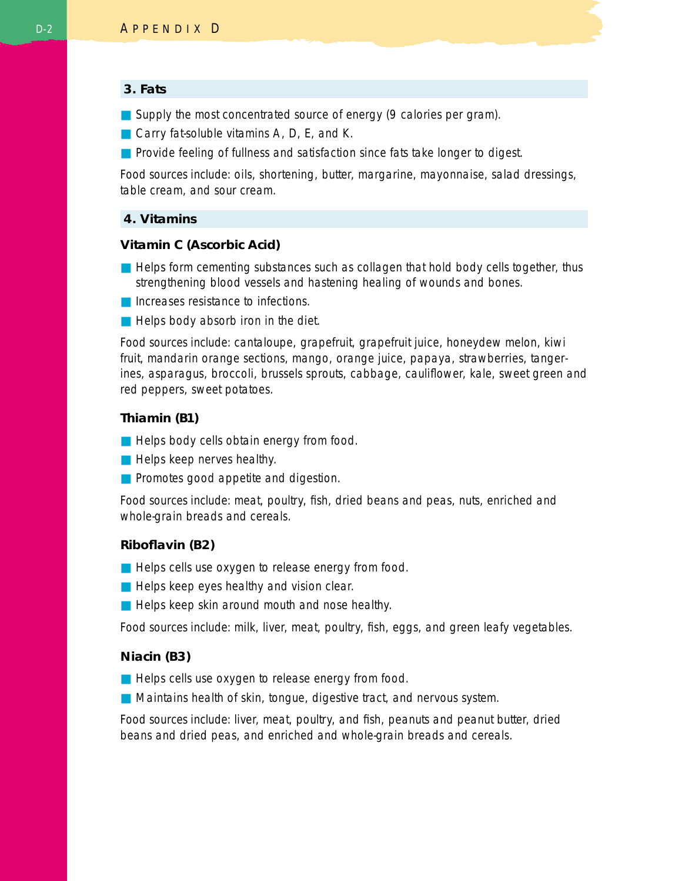## 3. Fats

- Supply the most concentrated source of energy (9 calories per gram).
- Carry fat-soluble vitamins A, D, E, and K.
- Provide feeling of fullness and satisfaction since fats take longer to digest.

Food sources include: oils, shortening, butter, margarine, mayonnaise, salad dressings, table cream, and sour cream.

## 4. Vitamins

### Vitamin C (Ascorbic Acid)

- Helps form cementing substances such as collagen that hold body cells together, thus strengthening blood vessels and hastening healing of wounds and bones.
- Increases resistance to infections.
- Helps body absorb iron in the diet.

Food sources include: cantaloupe, grapefruit, grapefruit juice, honeydew melon, kiwi fruit, mandarin orange sections, mango, orange juice, papaya, strawberries, tangerines, asparagus, broccoli, brussels sprouts, cabbage, cauliflower, kale, sweet green and red peppers, sweet potatoes.

### Thiamin (B1)

- Helps body cells obtain energy from food.
- Helps keep nerves healthy.
- Promotes good appetite and digestion.

Food sources include: meat, poultry, fish, dried beans and peas, nuts, enriched and whole-grain breads and cereals.

### Riboflavin (B2)

- Helps cells use oxygen to release energy from food.
- Helps keep eyes healthy and vision clear.
- Helps keep skin around mouth and nose healthy.

Food sources include: milk, liver, meat, poultry, fish, eggs, and green leafy vegetables.

### Niacin (B3)

- Helps cells use oxygen to release energy from food.
- Maintains health of skin, tongue, digestive tract, and nervous system.

Food sources include: liver, meat, poultry, and fish, peanuts and peanut butter, dried beans and dried peas, and enriched and whole-grain breads and cereals.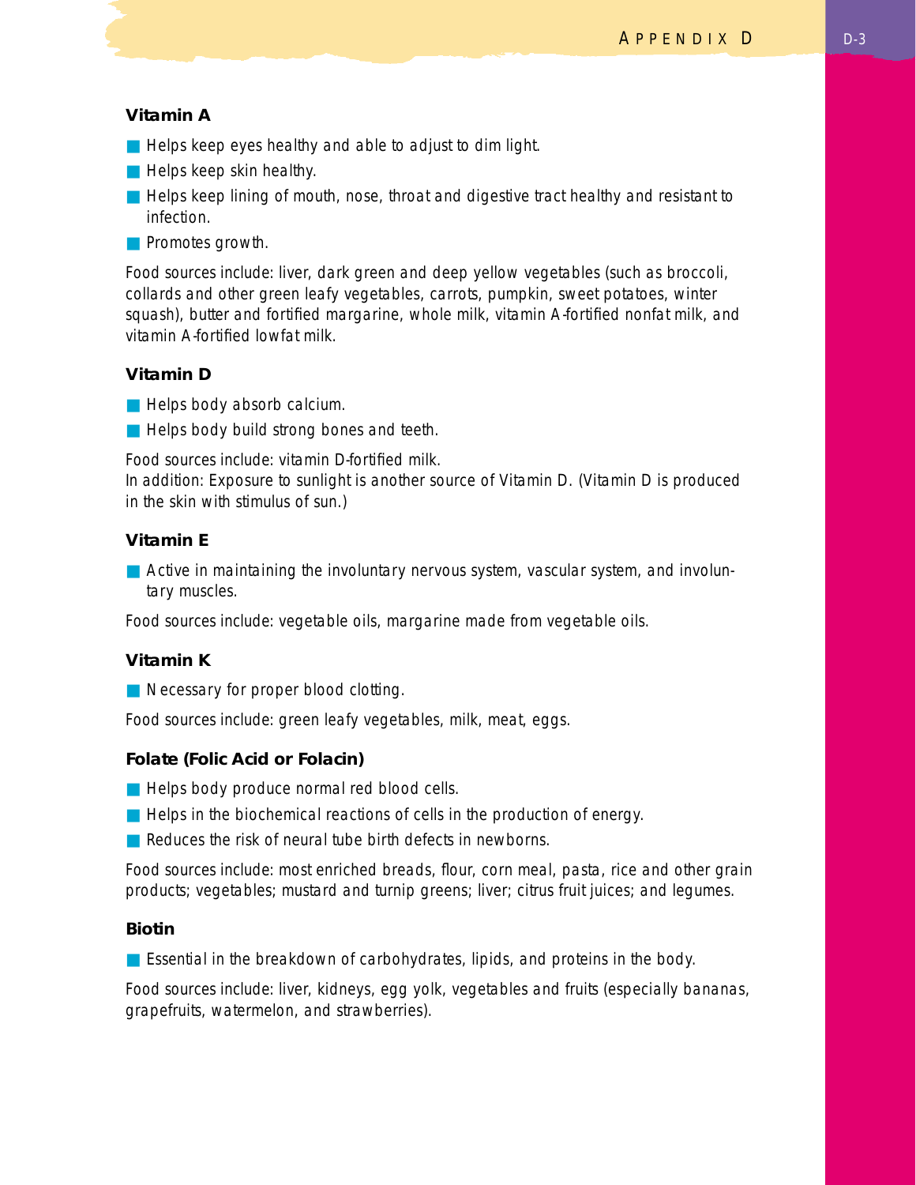### Vitamin A

- Helps keep eyes healthy and able to adjust to dim light.
- Helps keep skin healthy.
- Helps keep lining of mouth, nose, throat and digestive tract healthy and resistant to infection.
- Promotes growth.

Food sources include: liver, dark green and deep yellow vegetables (such as broccoli, collards and other green leafy vegetables, carrots, pumpkin, sweet potatoes, winter squash), butter and fortified margarine, whole milk, vitamin A-fortified nonfat milk, and vitamin A-fortified lowfat milk.

### Vitamin D

- Helps body absorb calcium.
- Helps body build strong bones and teeth.

Food sources include: vitamin D-fortified milk.
In addition: Exposure to sunlight is another source of Vitamin D. (Vitamin D is produced in the skin with stimulus of sun.)

### Vitamin E

- Active in maintaining the involuntary nervous system, vascular system, and involuntary muscles.

Food sources include: vegetable oils, margarine made from vegetable oils.

### Vitamin K

- Necessary for proper blood clotting.

Food sources include: green leafy vegetables, milk, meat, eggs.

### Folate (Folic Acid or Folacin)

- Helps body produce normal red blood cells.
- Helps in the biochemical reactions of cells in the production of energy.
- Reduces the risk of neural tube birth defects in newborns.

Food sources include: most enriched breads, flour, corn meal, pasta, rice and other grain products; vegetables; mustard and turnip greens; liver; citrus fruit juices; and legumes.

### Biotin

- Essential in the breakdown of carbohydrates, lipids, and proteins in the body.

Food sources include: liver, kidneys, egg yolk, vegetables and fruits (especially bananas, grapefruits, watermelon, and strawberries).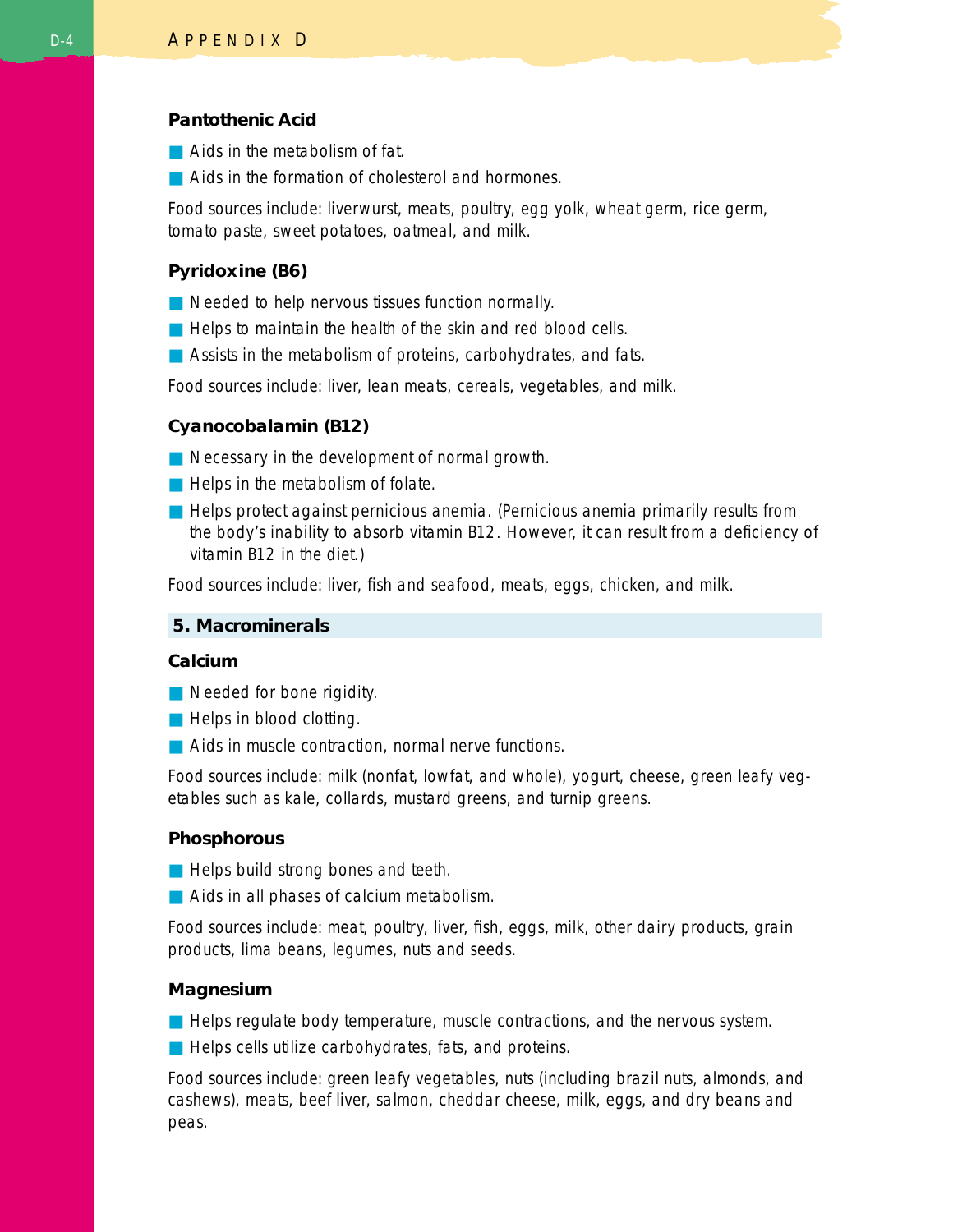### Pantothenic Acid

- Aids in the metabolism of fat.
- Aids in the formation of cholesterol and hormones.

Food sources include: liverwurst, meats, poultry, egg yolk, wheat germ, rice germ, tomato paste, sweet potatoes, oatmeal, and milk.

### Pyridoxine (B6)

- Needed to help nervous tissues function normally.
- Helps to maintain the health of the skin and red blood cells.
- Assists in the metabolism of proteins, carbohydrates, and fats.

Food sources include: liver, lean meats, cereals, vegetables, and milk.

### Cyanocobalamin (B12)

- Necessary in the development of normal growth.
- Helps in the metabolism of folate.
- Helps protect against pernicious anemia. (Pernicious anemia primarily results from the body's inability to absorb vitamin B12. However, it can result from a deficiency of vitamin B12 in the diet.)

Food sources include: liver, fish and seafood, meats, eggs, chicken, and milk.

## 5. Macrominerals

### Calcium

- Needed for bone rigidity.
- Helps in blood clotting.
- Aids in muscle contraction, normal nerve functions.

Food sources include: milk (nonfat, lowfat, and whole), yogurt, cheese, green leafy vegetables such as kale, collards, mustard greens, and turnip greens.

### Phosphorous

- Helps build strong bones and teeth.
- Aids in all phases of calcium metabolism.

Food sources include: meat, poultry, liver, fish, eggs, milk, other dairy products, grain products, lima beans, legumes, nuts and seeds.

### Magnesium

- Helps regulate body temperature, muscle contractions, and the nervous system.
- Helps cells utilize carbohydrates, fats, and proteins.

Food sources include: green leafy vegetables, nuts (including brazil nuts, almonds, and cashews), meats, beef liver, salmon, cheddar cheese, milk, eggs, and dry beans and peas.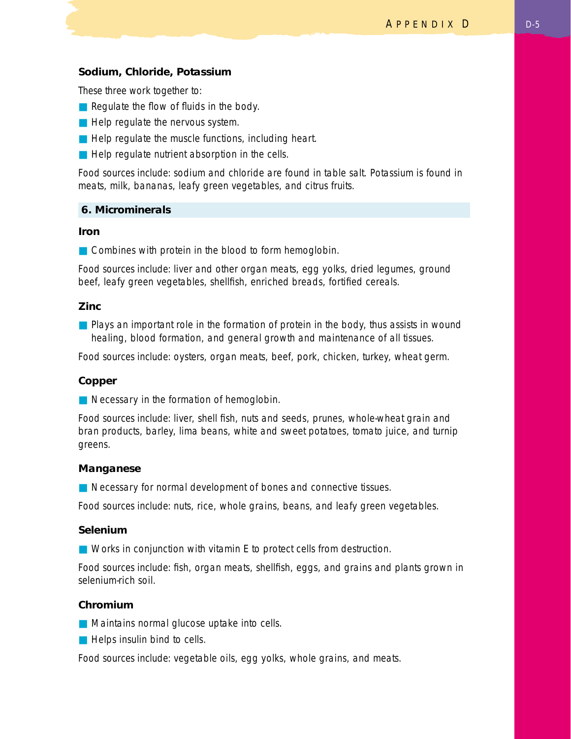### Sodium, Chloride, Potassium

These three work together to:

- Regulate the flow of fluids in the body.
- Help regulate the nervous system.
- Help regulate the muscle functions, including heart.
- Help regulate nutrient absorption in the cells.

Food sources include: sodium and chloride are found in table salt. Potassium is found in meats, milk, bananas, leafy green vegetables, and citrus fruits.

## 6. Microminerals

### Iron

- Combines with protein in the blood to form hemoglobin.

Food sources include: liver and other organ meats, egg yolks, dried legumes, ground beef, leafy green vegetables, shellfish, enriched breads, fortified cereals.

### Zinc

- Plays an important role in the formation of protein in the body, thus assists in wound healing, blood formation, and general growth and maintenance of all tissues.

Food sources include: oysters, organ meats, beef, pork, chicken, turkey, wheat germ.

### Copper

- Necessary in the formation of hemoglobin.

Food sources include: liver, shell fish, nuts and seeds, prunes, whole-wheat grain and bran products, barley, lima beans, white and sweet potatoes, tomato juice, and turnip greens.

### Manganese

- Necessary for normal development of bones and connective tissues.

Food sources include: nuts, rice, whole grains, beans, and leafy green vegetables.

### Selenium

- Works in conjunction with vitamin E to protect cells from destruction.

Food sources include: fish, organ meats, shellfish, eggs, and grains and plants grown in selenium-rich soil.

### Chromium

- Maintains normal glucose uptake into cells.
- Helps insulin bind to cells.

Food sources include: vegetable oils, egg yolks, whole grains, and meats.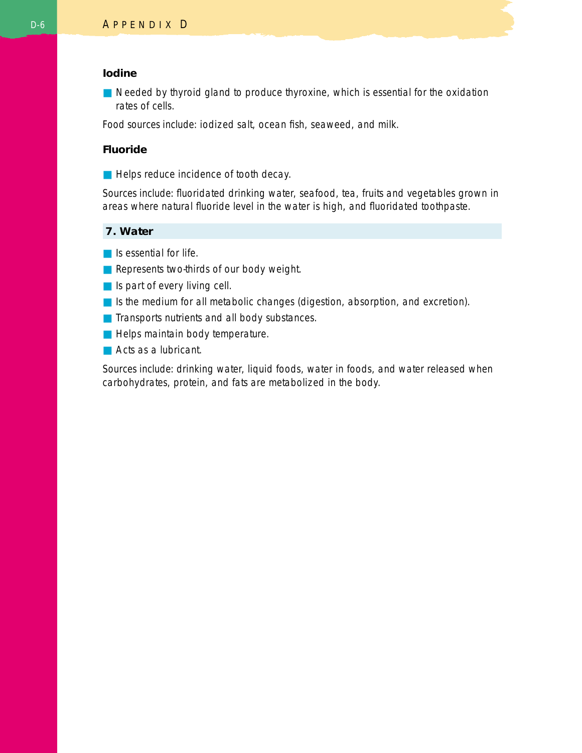### Iodine

- Needed by thyroid gland to produce thyroxine, which is essential for the oxidation rates of cells.

Food sources include: iodized salt, ocean fish, seaweed, and milk.

### Fluoride

- Helps reduce incidence of tooth decay.

Sources include: fluoridated drinking water, seafood, tea, fruits and vegetables grown in areas where natural fluoride level in the water is high, and fluoridated toothpaste.

## 7. Water

- Is essential for life.
- Represents two-thirds of our body weight.
- Is part of every living cell.
- Is the medium for all metabolic changes (digestion, absorption, and excretion).
- Transports nutrients and all body substances.
- Helps maintain body temperature.
- Acts as a lubricant.

Sources include: drinking water, liquid foods, water in foods, and water released when carbohydrates, protein, and fats are metabolized in the body.